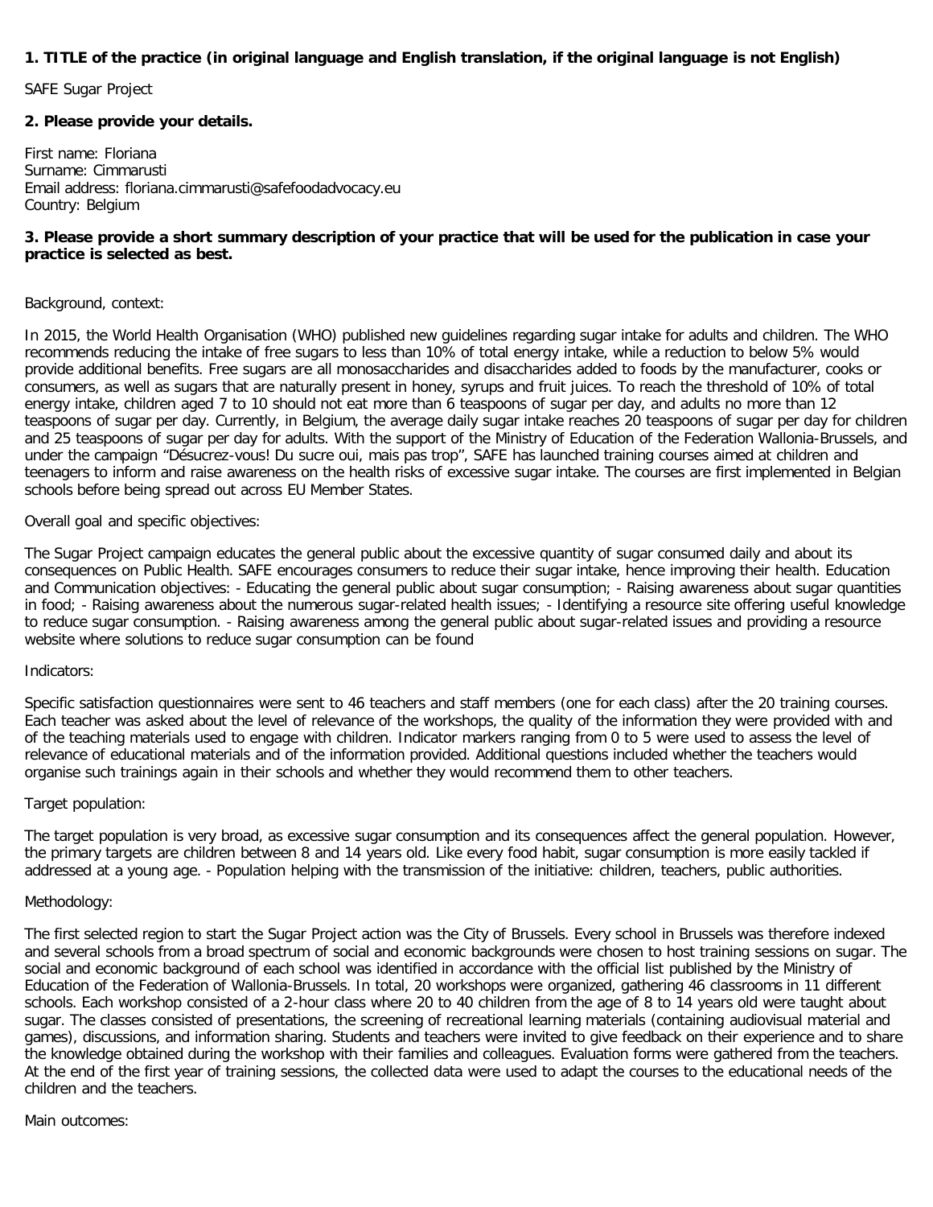**1. TITLE of the practice (in original language and English translation, if the original language is not English)**

SAFE Sugar Project

**2. Please provide your details.**

First name: Floriana
Surname: Cimmarusti
Email address: floriana.cimmarusti@safefoodadvocacy.eu
Country: Belgium

**3. Please provide a short summary description of your practice that will be used for the publication in case your practice is selected as best.**

Background, context:

In 2015, the World Health Organisation (WHO) published new guidelines regarding sugar intake for adults and children. The WHO recommends reducing the intake of free sugars to less than 10% of total energy intake, while a reduction to below 5% would provide additional benefits. Free sugars are all monosaccharides and disaccharides added to foods by the manufacturer, cooks or consumers, as well as sugars that are naturally present in honey, syrups and fruit juices. To reach the threshold of 10% of total energy intake, children aged 7 to 10 should not eat more than 6 teaspoons of sugar per day, and adults no more than 12 teaspoons of sugar per day. Currently, in Belgium, the average daily sugar intake reaches 20 teaspoons of sugar per day for children and 25 teaspoons of sugar per day for adults. With the support of the Ministry of Education of the Federation Wallonia-Brussels, and under the campaign "Désucrez-vous! Du sucre oui, mais pas trop", SAFE has launched training courses aimed at children and teenagers to inform and raise awareness on the health risks of excessive sugar intake. The courses are first implemented in Belgian schools before being spread out across EU Member States.

Overall goal and specific objectives:

The Sugar Project campaign educates the general public about the excessive quantity of sugar consumed daily and about its consequences on Public Health. SAFE encourages consumers to reduce their sugar intake, hence improving their health. Education and Communication objectives: - Educating the general public about sugar consumption; - Raising awareness about sugar quantities in food; - Raising awareness about the numerous sugar-related health issues; - Identifying a resource site offering useful knowledge to reduce sugar consumption. - Raising awareness among the general public about sugar-related issues and providing a resource website where solutions to reduce sugar consumption can be found

Indicators:

Specific satisfaction questionnaires were sent to 46 teachers and staff members (one for each class) after the 20 training courses. Each teacher was asked about the level of relevance of the workshops, the quality of the information they were provided with and of the teaching materials used to engage with children. Indicator markers ranging from 0 to 5 were used to assess the level of relevance of educational materials and of the information provided. Additional questions included whether the teachers would organise such trainings again in their schools and whether they would recommend them to other teachers.

Target population:

The target population is very broad, as excessive sugar consumption and its consequences affect the general population. However, the primary targets are children between 8 and 14 years old. Like every food habit, sugar consumption is more easily tackled if addressed at a young age. - Population helping with the transmission of the initiative: children, teachers, public authorities.

Methodology:

The first selected region to start the Sugar Project action was the City of Brussels. Every school in Brussels was therefore indexed and several schools from a broad spectrum of social and economic backgrounds were chosen to host training sessions on sugar. The social and economic background of each school was identified in accordance with the official list published by the Ministry of Education of the Federation of Wallonia-Brussels. In total, 20 workshops were organized, gathering 46 classrooms in 11 different schools. Each workshop consisted of a 2-hour class where 20 to 40 children from the age of 8 to 14 years old were taught about sugar. The classes consisted of presentations, the screening of recreational learning materials (containing audiovisual material and games), discussions, and information sharing. Students and teachers were invited to give feedback on their experience and to share the knowledge obtained during the workshop with their families and colleagues. Evaluation forms were gathered from the teachers. At the end of the first year of training sessions, the collected data were used to adapt the courses to the educational needs of the children and the teachers.

Main outcomes: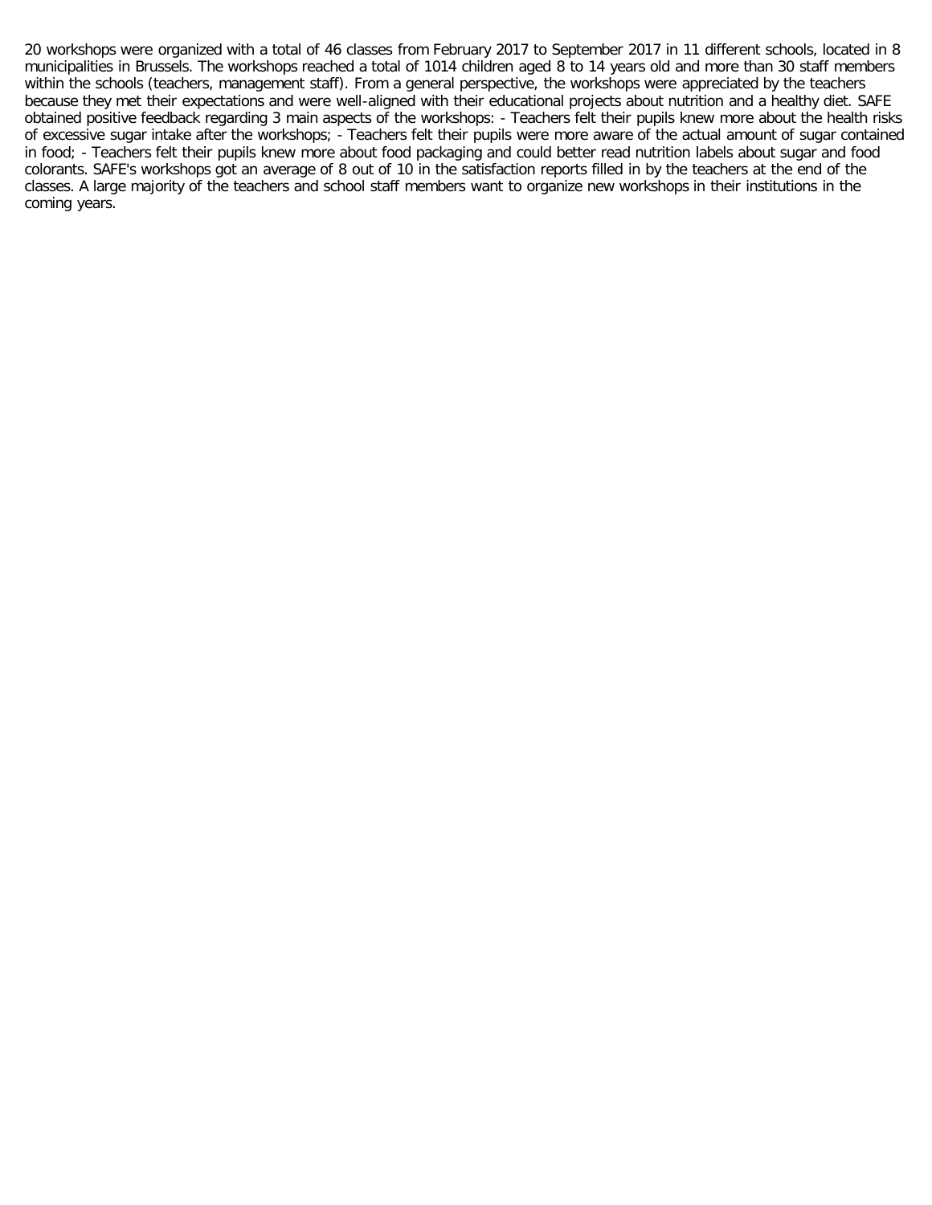20 workshops were organized with a total of 46 classes from February 2017 to September 2017 in 11 different schools, located in 8 municipalities in Brussels. The workshops reached a total of 1014 children aged 8 to 14 years old and more than 30 staff members within the schools (teachers, management staff). From a general perspective, the workshops were appreciated by the teachers because they met their expectations and were well-aligned with their educational projects about nutrition and a healthy diet. SAFE obtained positive feedback regarding 3 main aspects of the workshops: - Teachers felt their pupils knew more about the health risks of excessive sugar intake after the workshops; - Teachers felt their pupils were more aware of the actual amount of sugar contained in food; - Teachers felt their pupils knew more about food packaging and could better read nutrition labels about sugar and food colorants. SAFE's workshops got an average of 8 out of 10 in the satisfaction reports filled in by the teachers at the end of the classes. A large majority of the teachers and school staff members want to organize new workshops in their institutions in the coming years.